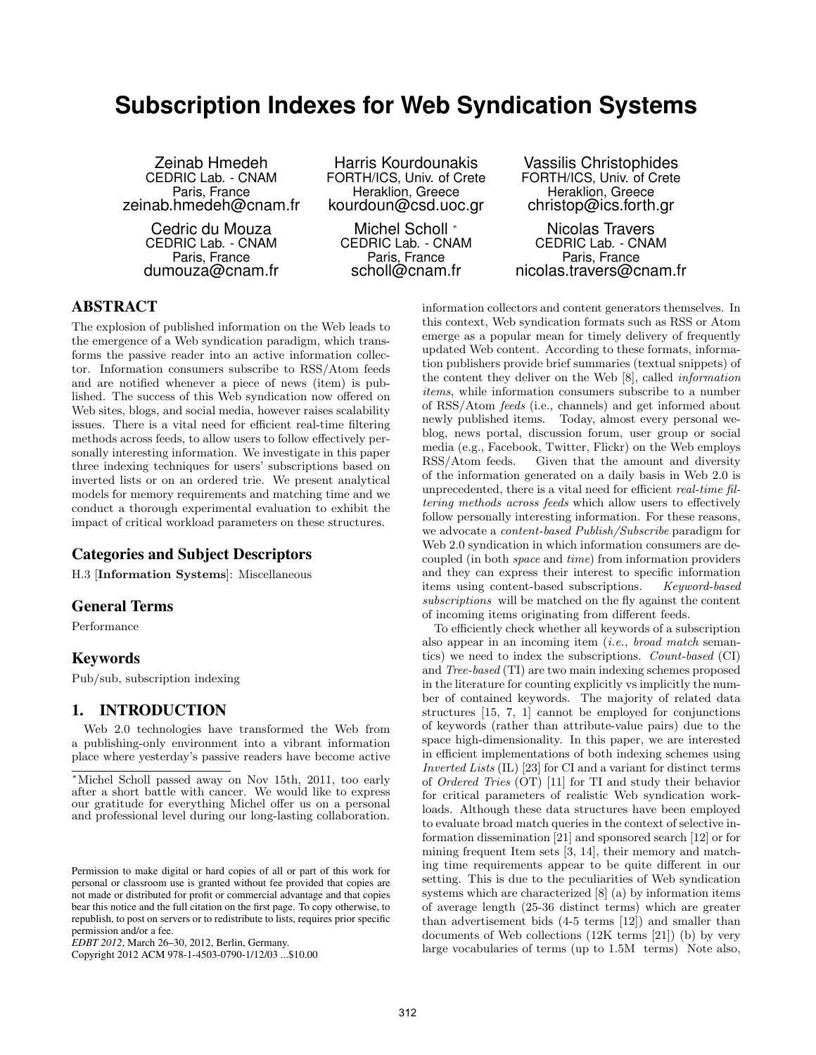# Subscription Indexes for Web Syndication Systems

Zeinab Hmedeh
CEDRIC Lab. - CNAM
Paris, France
zeinab.hmedeh@cnam.fr

Harris Kourdounakis
FORTH/ICS, Univ. of Crete
Heraklion, Greece
kourdoun@csd.uoc.gr

Vassilis Christophides
FORTH/ICS, Univ. of Crete
Heraklion, Greece
christop@ics.forth.gr

Cedric du Mouza
CEDRIC Lab. - CNAM
Paris, France
dumouza@cnam.fr

Michel Scholl *
CEDRIC Lab. - CNAM
Paris, France
scholl@cnam.fr

Nicolas Travers
CEDRIC Lab. - CNAM
Paris, France
nicolas.travers@cnam.fr

## ABSTRACT

The explosion of published information on the Web leads to the emergence of a Web syndication paradigm, which transforms the passive reader into an active information collector. Information consumers subscribe to RSS/Atom feeds and are notified whenever a piece of news (item) is published. The success of this Web syndication now offered on Web sites, blogs, and social media, however raises scalability issues. There is a vital need for efficient real-time filtering methods across feeds, to allow users to follow effectively personally interesting information. We investigate in this paper three indexing techniques for users' subscriptions based on inverted lists or on an ordered trie. We present analytical models for memory requirements and matching time and we conduct a thorough experimental evaluation to exhibit the impact of critical workload parameters on these structures.

### Categories and Subject Descriptors

H.3 [**Information Systems**]: Miscellaneous

### General Terms

Performance

### Keywords

Pub/sub, subscription indexing

## 1. INTRODUCTION

Web 2.0 technologies have transformed the Web from a publishing-only environment into a vibrant information place where yesterday's passive readers have become active information collectors and content generators themselves. In this context, Web syndication formats such as RSS or Atom emerge as a popular mean for timely delivery of frequently updated Web content. According to these formats, information publishers provide brief summaries (textual snippets) of the content they deliver on the Web [8], called *information items*, while information consumers subscribe to a number of RSS/Atom *feeds* (i.e., channels) and get informed about newly published items. Today, almost every personal weblog, news portal, discussion forum, user group or social media (e.g., Facebook, Twitter, Flickr) on the Web employs RSS/Atom feeds. Given that the amount and diversity of the information generated on a daily basis in Web 2.0 is unprecedented, there is a vital need for efficient *real-time filtering methods across feeds* which allow users to effectively follow personally interesting information. For these reasons, we advocate a *content-based Publish/Subscribe* paradigm for Web 2.0 syndication in which information consumers are decoupled (in both *space* and *time*) from information providers and they can express their interest to specific information items using content-based subscriptions. *Keyword-based subscriptions* will be matched on the fly against the content of incoming items originating from different feeds.

To efficiently check whether all keywords of a subscription also appear in an incoming item (*i.e.*, *broad match* semantics) we need to index the subscriptions. *Count-based* (CI) and *Tree-based* (TI) are two main indexing schemes proposed in the literature for counting explicitly vs implicitly the number of contained keywords. The majority of related data structures [15, 7, 1] cannot be employed for conjunctions of keywords (rather than attribute-value pairs) due to the space high-dimensionality. In this paper, we are interested in efficient implementations of both indexing schemes using *Inverted Lists* (IL) [23] for CI and a variant for distinct terms of *Ordered Tries* (OT) [11] for TI and study their behavior for critical parameters of realistic Web syndication workloads. Although these data structures have been employed to evaluate broad match queries in the context of selective information dissemination [21] and sponsored search [12] or for mining frequent Item sets [3, 14], their memory and matching time requirements appear to be quite different in our setting. This is due to the peculiarities of Web syndication systems which are characterized [8] (a) by information items of average length (25-36 distinct terms) which are greater than advertisement bids (4-5 terms [12]) and smaller than documents of Web collections (12K terms [21]) (b) by very large vocabularies of terms (up to 1.5M terms) Note also,

*Michel Scholl passed away on Nov 15th, 2011, too early after a short battle with cancer. We would like to express our gratitude for everything Michel offer us on a personal and professional level during our long-lasting collaboration.

Permission to make digital or hard copies of all or part of this work for personal or classroom use is granted without fee provided that copies are not made or distributed for profit or commercial advantage and that copies bear this notice and the full citation on the first page. To copy otherwise, to republish, to post on servers or to redistribute to lists, requires prior specific permission and/or a fee.
*EDBT 2012*, March 26–30, 2012, Berlin, Germany.
Copyright 2012 ACM 978-1-4503-0790-1/12/03 ...$10.00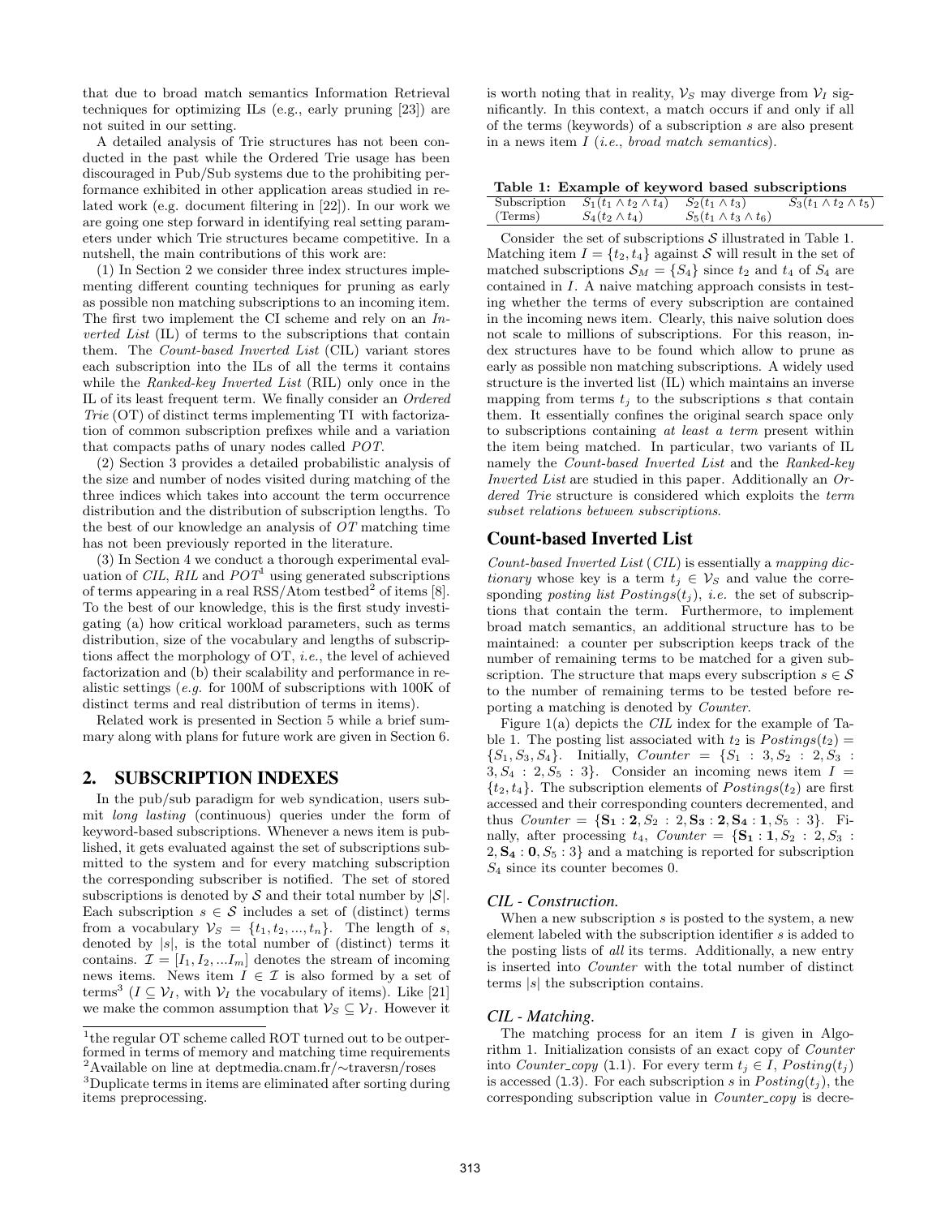that due to broad match semantics Information Retrieval techniques for optimizing ILs (e.g., early pruning [23]) are not suited in our setting.

A detailed analysis of Trie structures has not been conducted in the past while the Ordered Trie usage has been discouraged in Pub/Sub systems due to the prohibiting performance exhibited in other application areas studied in related work (e.g. document filtering in [22]). In our work we are going one step forward in identifying real setting parameters under which Trie structures became competitive. In a nutshell, the main contributions of this work are:

(1) In Section 2 we consider three index structures implementing different counting techniques for pruning as early as possible non matching subscriptions to an incoming item. The first two implement the CI scheme and rely on an *Inverted List* (IL) of terms to the subscriptions that contain them. The *Count-based Inverted List* (CIL) variant stores each subscription into the ILs of all the terms it contains while the *Ranked-key Inverted List* (RIL) only once in the IL of its least frequent term. We finally consider an *Ordered Trie* (OT) of distinct terms implementing TI with factorization of common subscription prefixes while and a variation that compacts paths of unary nodes called *POT*.

(2) Section 3 provides a detailed probabilistic analysis of the size and number of nodes visited during matching of the three indices which takes into account the term occurrence distribution and the distribution of subscription lengths. To the best of our knowledge an analysis of *OT* matching time has not been previously reported in the literature.

(3) In Section 4 we conduct a thorough experimental evaluation of *CIL*, *RIL* and *POT*[1] using generated subscriptions of terms appearing in a real RSS/Atom testbed[2] of items [8]. To the best of our knowledge, this is the first study investigating (a) how critical workload parameters, such as terms distribution, size of the vocabulary and lengths of subscriptions affect the morphology of OT, *i.e.*, the level of achieved factorization and (b) their scalability and performance in realistic settings (*e.g.* for 100M of subscriptions with 100K of distinct terms and real distribution of terms in items).

Related work is presented in Section 5 while a brief summary along with plans for future work are given in Section 6.

## 2. SUBSCRIPTION INDEXES

In the pub/sub paradigm for web syndication, users submit *long lasting* (continuous) queries under the form of keyword-based subscriptions. Whenever a news item is published, it gets evaluated against the set of subscriptions submitted to the system and for every matching subscription the corresponding subscriber is notified. The set of stored subscriptions is denoted by $\mathcal{S}$ and their total number by $|\mathcal{S}|$. Each subscription $s \in \mathcal{S}$ includes a set of (distinct) terms from a vocabulary $\mathcal{V}_S = \{t_1, t_2, ..., t_n\}$. The length of $s$, denoted by $|s|$, is the total number of (distinct) terms it contains. $\mathcal{I} = [I_1, I_2, ...I_m]$ denotes the stream of incoming news items. News item $I \in \mathcal{I}$ is also formed by a set of terms[3] ($I \subseteq \mathcal{V}_I$, with $\mathcal{V}_I$ the vocabulary of items). Like [21] we make the common assumption that $\mathcal{V}_S \subseteq \mathcal{V}_I$. However it is worth noting that in reality, $\mathcal{V}_S$ may diverge from $\mathcal{V}_I$ significantly. In this context, a match occurs if and only if all of the terms (keywords) of a subscription $s$ are also present in a news item $I$ (*i.e.*, *broad match semantics*).

[1] the regular OT scheme called ROT turned out to be outperformed in terms of memory and matching time requirements
[2] Available on line at deptmedia.cnam.fr/∼traversn/roses
[3] Duplicate terms in items are eliminated after sorting during items preprocessing.

**Table 1: Example of keyword based subscriptions**

| | | | |
|---|---|---|---|
| Subscription (Terms) | $S_1(t_1 \wedge t_2 \wedge t_4)$ | $S_2(t_1 \wedge t_3)$ | $S_3(t_1 \wedge t_2 \wedge t_5)$ |
| | $S_4(t_2 \wedge t_4)$ | $S_5(t_1 \wedge t_3 \wedge t_6)$ | |

Consider the set of subscriptions $\mathcal{S}$ illustrated in Table 1. Matching item $I = \{t_2, t_4\}$ against $\mathcal{S}$ will result in the set of matched subscriptions $\mathcal{S}_M = \{S_4\}$ since $t_2$ and $t_4$ of $S_4$ are contained in $I$. A naive matching approach consists in testing whether the terms of every subscription are contained in the incoming news item. Clearly, this naive solution does not scale to millions of subscriptions. For this reason, index structures have to be found which allow to prune as early as possible non matching subscriptions. A widely used structure is the inverted list (IL) which maintains an inverse mapping from terms $t_j$ to the subscriptions $s$ that contain them. It essentially confines the original search space only to subscriptions containing *at least a term* present within the item being matched. In particular, two variants of IL namely the *Count-based Inverted List* and the *Ranked-key Inverted List* are studied in this paper. Additionally an *Ordered Trie* structure is considered which exploits the *term subset relations between subscriptions*.

## Count-based Inverted List

*Count-based Inverted List* (*CIL*) is essentially a *mapping dictionary* whose key is a term $t_j \in \mathcal{V}_S$ and value the corresponding *posting list* $Postings(t_j)$, *i.e.* the set of subscriptions that contain the term. Furthermore, to implement broad match semantics, an additional structure has to be maintained: a counter per subscription keeps track of the number of remaining terms to be matched for a given subscription. The structure that maps every subscription $s \in \mathcal{S}$ to the number of remaining terms to be tested before reporting a matching is denoted by *Counter*.

Figure 1(a) depicts the *CIL* index for the example of Table 1. The posting list associated with $t_2$ is $Postings(t_2) = \{S_1, S_3, S_4\}$. Initially, $Counter = \{S_1 : 3, S_2 : 2, S_3 : 3, S_4 : 2, S_5 : 3\}$. Consider an incoming news item $I = \{t_2, t_4\}$. The subscription elements of $Postings(t_2)$ are first accessed and their corresponding counters decremented, and thus $Counter = \{\mathbf{S_1} : \mathbf{2}, S_2 : 2, \mathbf{S_3} : \mathbf{2}, \mathbf{S_4} : \mathbf{1}, S_5 : 3\}$. Finally, after processing $t_4$, $Counter = \{\mathbf{S_1} : \mathbf{1}, S_2 : 2, S_3 : 2, \mathbf{S_4} : \mathbf{0}, S_5 : 3\}$ and a matching is reported for subscription $S_4$ since its counter becomes 0.

### *CIL - Construction.*

When a new subscription $s$ is posted to the system, a new element labeled with the subscription identifier $s$ is added to the posting lists of *all* its terms. Additionally, a new entry is inserted into *Counter* with the total number of distinct terms $|s|$ the subscription contains.

### *CIL - Matching.*

The matching process for an item $I$ is given in Algorithm 1. Initialization consists of an exact copy of *Counter* into *Counter_copy* (1.1). For every term $t_j \in I$, $Posting(t_j)$ is accessed (1.3). For each subscription $s$ in $Posting(t_j)$, the corresponding subscription value in *Counter_copy* is decre-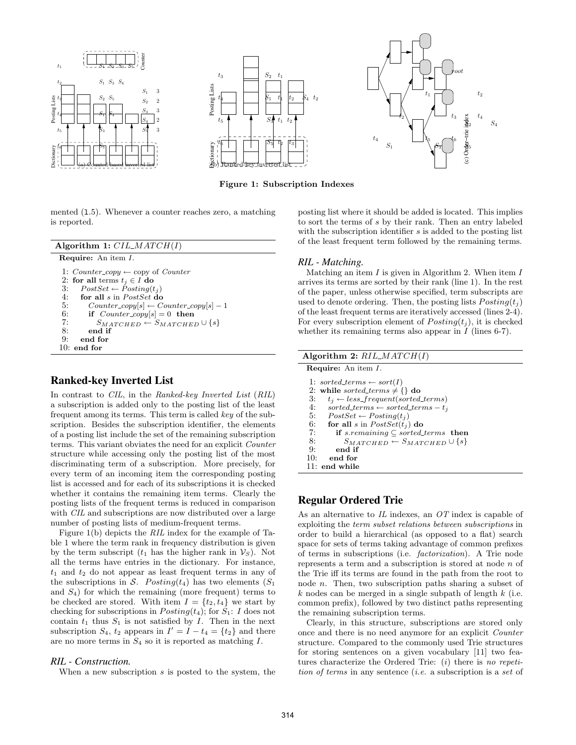Dictionary

(a) Counter-based inverted list

Posting Lists

Counter

(b) Ranked-key inverted list

(c) Order-trie index

root

**Figure 1: Subscription Indexes**

mented (1.5). Whenever a counter reaches zero, a matching is reported.

**Algorithm 1:** $CIL\_MATCH(I)$

**Require:** An item $I$.

```
1: Counter_copy ← copy of Counter
2: for all terms t_j ∈ I do
3:    PostSet ← Posting(t_j)
4:    for all s in PostSet do
5:       Counter_copy[s] ← Counter_copy[s] − 1
6:       if Counter_copy[s] = 0 then
7:          S_MATCHED ← S_MATCHED ∪ {s}
8:       end if
9:    end for
10: end for
```

## Ranked-key Inverted List

In contrast to *CIL*, in the *Ranked-key Inverted List* (*RIL*) a subscription is added only to the posting list of the least frequent among its terms. This term is called *key* of the subscription. Besides the subscription identifier, the elements of a posting list include the set of the remaining subscription terms. This variant obviates the need for an explicit *Counter* structure while accessing only the posting list of the most discriminating term of a subscription. More precisely, for every term of an incoming item the corresponding posting list is accessed and for each of its subscriptions it is checked whether it contains the remaining item terms. Clearly the posting lists of the frequent terms is reduced in comparison with *CIL* and subscriptions are now distributed over a large number of posting lists of medium-frequent terms.

Figure 1(b) depicts the *RIL* index for the example of Table 1 where the term rank in frequency distribution is given by the term subscript ($t_1$ has the higher rank in $\mathcal{V}_S$). Not all the terms have entries in the dictionary. For instance, $t_1$ and $t_2$ do not appear as least frequent terms in any of the subscriptions in $\mathcal{S}$. $Posting(t_4)$ has two elements ($S_1$ and $S_4$) for which the remaining (more frequent) terms to be checked are stored. With item $I = \{t_2, t_4\}$ we start by checking for subscriptions in $Posting(t_4)$; for $S_1$: $I$ does not contain $t_1$ thus $S_1$ is not satisfied by $I$. Then in the next subscription $S_4$, $t_2$ appears in $I' = I - t_4 = \{t_2\}$ and there are no more terms in $S_4$ so it is reported as matching $I$.

### *RIL - Construction.*

When a new subscription $s$ is posted to the system, the posting list where it should be added is located. This implies to sort the terms of $s$ by their rank. Then an entry labeled with the subscription identifier $s$ is added to the posting list of the least frequent term followed by the remaining terms.

### *RIL - Matching.*

Matching an item $I$ is given in Algorithm 2. When item $I$ arrives its terms are sorted by their rank (line 1). In the rest of the paper, unless otherwise specified, term subscripts are used to denote ordering. Then, the posting lists $Posting(t_j)$ of the least frequent terms are iteratively accessed (lines 2-4). For every subscription element of $Posting(t_j)$, it is checked whether its remaining terms also appear in $I$ (lines 6-7).

**Algorithm 2:** $RIL\_MATCH(I)$

**Require:** An item $I$.

```
1: sorted_terms ← sort(I)
2: while sorted_terms ≠ {} do
3:    t_j ← less_frequent(sorted_terms)
4:    sorted_terms ← sorted_terms − t_j
5:    PostSet ← Posting(t_j)
6:    for all s in PostSet(t_j) do
7:       if s.remaining ⊆ sorted_terms then
8:          S_MATCHED ← S_MATCHED ∪ {s}
9:       end if
10:   end for
11: end while
```

## Regular Ordered Trie

As an alternative to *IL* indexes, an *OT* index is capable of exploiting the *term subset relations between subscriptions* in order to build a hierarchical (as opposed to a flat) search space for sets of terms taking advantage of common prefixes of terms in subscriptions (i.e. *factorization*). A Trie node represents a term and a subscription is stored at node $n$ of the Trie iff its terms are found in the path from the root to node $n$. Then, two subscription paths sharing a subset of $k$ nodes can be merged in a single subpath of length $k$ (i.e. common prefix), followed by two distinct paths representing the remaining subscription terms.

Clearly, in this structure, subscriptions are stored only once and there is no need anymore for an explicit *Counter* structure. Compared to the commonly used Trie structures for storing sentences on a given vocabulary [11] two features characterize the Ordered Trie: (*i*) there is *no repetition of terms* in any sentence (*i.e.* a subscription is a *set* of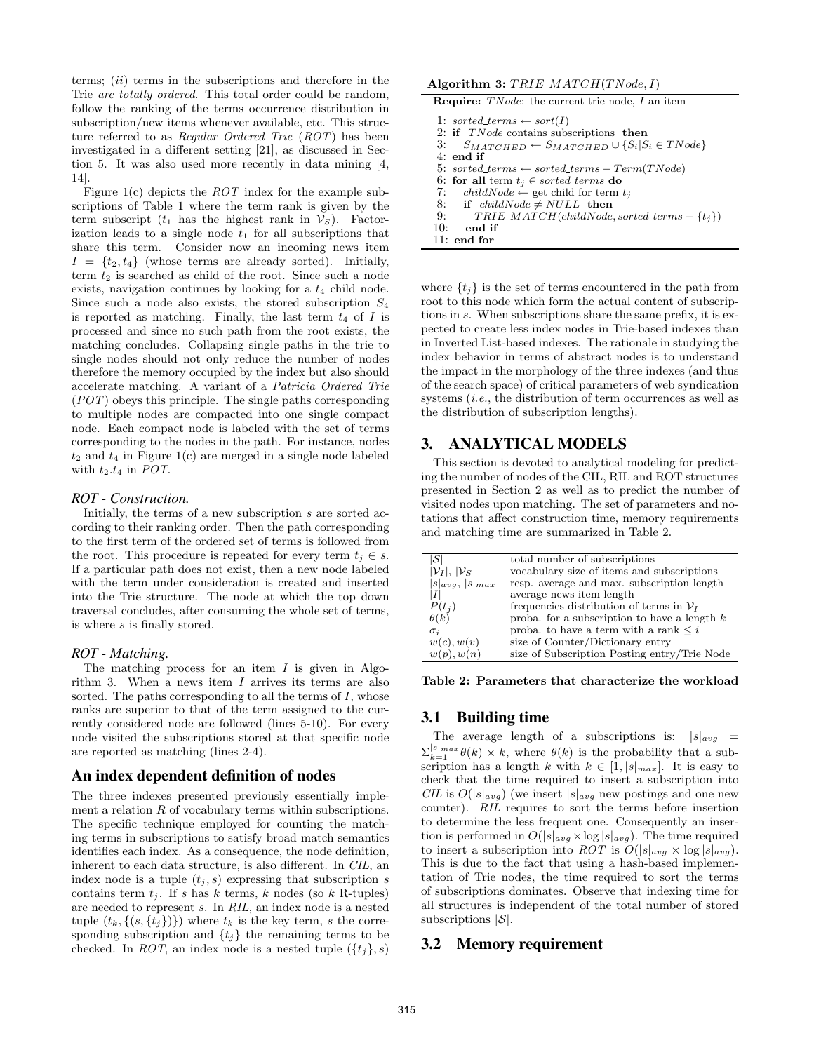terms; (*ii*) terms in the subscriptions and therefore in the Trie *are totally ordered*. This total order could be random, follow the ranking of the terms occurrence distribution in subscription/new items whenever available, etc. This structure referred to as *Regular Ordered Trie* (*ROT*) has been investigated in a different setting [21], as discussed in Section 5. It was also used more recently in data mining [4, 14].

Figure 1(c) depicts the *ROT* index for the example subscriptions of Table 1 where the term rank is given by the term subscript ($t_1$ has the highest rank in $\mathcal{V}_S$). Factorization leads to a single node $t_1$ for all subscriptions that share this term. Consider now an incoming news item $I = \{t_2, t_4\}$ (whose terms are already sorted). Initially, term $t_2$ is searched as child of the root. Since such a node exists, navigation continues by looking for a $t_4$ child node. Since such a node also exists, the stored subscription $S_4$ is reported as matching. Finally, the last term $t_4$ of $I$ is processed and since no such path from the root exists, the matching concludes. Collapsing single paths in the trie to single nodes should not only reduce the number of nodes therefore the memory occupied by the index but also should accelerate matching. A variant of a *Patricia Ordered Trie* (*POT*) obeys this principle. The single paths corresponding to multiple nodes are compacted into one single compact node. Each compact node is labeled with the set of terms corresponding to the nodes in the path. For instance, nodes $t_2$ and $t_4$ in Figure 1(c) are merged in a single node labeled with $t_2.t_4$ in *POT*.

#### *ROT - Construction.*

Initially, the terms of a new subscription $s$ are sorted according to their ranking order. Then the path corresponding to the first term of the ordered set of terms is followed from the root. This procedure is repeated for every term $t_j \in s$. If a particular path does not exist, then a new node labeled with the term under consideration is created and inserted into the Trie structure. The node at which the top down traversal concludes, after consuming the whole set of terms, is where $s$ is finally stored.

#### *ROT - Matching.*

The matching process for an item $I$ is given in Algorithm 3. When a news item $I$ arrives its terms are also sorted. The paths corresponding to all the terms of $I$, whose ranks are superior to that of the term assigned to the currently considered node are followed (lines 5-10). For every node visited the subscriptions stored at that specific node are reported as matching (lines 2-4).

**Algorithm 3:** $TRIE\_MATCH(TNode, I)$

**Require:** $TNode$: the current trie node, $I$ an item

```
1: sorted_terms ← sort(I)
2: if TNode contains subscriptions then
3:    S_MATCHED ← S_MATCHED ∪ {S_i | S_i ∈ TNode}
4: end if
5: sorted_terms ← sorted_terms − Term(TNode)
6: for all term t_j ∈ sorted_terms do
7:    childNode ← get child for term t_j
8:    if childNode ≠ NULL then
9:       TRIE_MATCH(childNode, sorted_terms − {t_j})
10:   end if
11: end for
```

### An index dependent definition of nodes

The three indexes presented previously essentially implement a relation $R$ of vocabulary terms within subscriptions. The specific technique employed for counting the matching terms in subscriptions to satisfy broad match semantics identifies each index. As a consequence, the node definition, inherent to each data structure, is also different. In *CIL*, an index node is a tuple $(t_j, s)$ expressing that subscription $s$ contains term $t_j$. If $s$ has $k$ terms, $k$ nodes (so $k$ R-tuples) are needed to represent $s$. In *RIL*, an index node is a nested tuple $(t_k, \{(s, \{t_j\})\})$ where $t_k$ is the key term, $s$ the corresponding subscription and $\{t_j\}$ the remaining terms to be checked. In *ROT*, an index node is a nested tuple $(\{t_j\}, s)$ where $\{t_j\}$ is the set of terms encountered in the path from root to this node which form the actual content of subscriptions in $s$. When subscriptions share the same prefix, it is expected to create less index nodes in Trie-based indexes than in Inverted List-based indexes. The rationale in studying the index behavior in terms of abstract nodes is to understand the impact in the morphology of the three indexes (and thus of the search space) of critical parameters of web syndication systems (*i.e.*, the distribution of term occurrences as well as the distribution of subscription lengths).

## 3. ANALYTICAL MODELS

This section is devoted to analytical modeling for predicting the number of nodes of the CIL, RIL and ROT structures presented in Section 2 as well as to predict the number of visited nodes upon matching. The set of parameters and notations that affect construction time, memory requirements and matching time are summarized in Table 2.

| | |
|---|---|
| $\lvert\mathcal{S}\rvert$ | total number of subscriptions |
| $\lvert\mathcal{V}_I\rvert$, $\lvert\mathcal{V}_S\rvert$ | vocabulary size of items and subscriptions |
| $\lvert s\rvert_{avg}$, $\lvert s\rvert_{max}$ | resp. average and max. subscription length |
| $\lvert I\rvert$ | average news item length |
| $P(t_j)$ | frequencies distribution of terms in $\mathcal{V}_I$ |
| $\theta(k)$ | proba. for a subscription to have a length $k$ |
| $\sigma_i$ | proba. to have a term with a rank $\leq i$ |
| $w(c), w(v)$ | size of Counter/Dictionary entry |
| $w(p), w(n)$ | size of Subscription Posting entry/Trie Node |

**Table 2: Parameters that characterize the workload**

### 3.1 Building time

The average length of a subscriptions is: $|s|_{avg} = \Sigma_{k=1}^{|s|_{max}} \theta(k) \times k$, where $\theta(k)$ is the probability that a subscription has a length $k$ with $k \in [1, |s|_{max}]$. It is easy to check that the time required to insert a subscription into *CIL* is $O(|s|_{avg})$ (we insert $|s|_{avg}$ new postings and one new counter). *RIL* requires to sort the terms before insertion to determine the less frequent one. Consequently an insertion is performed in $O(|s|_{avg} \times \log |s|_{avg})$. The time required to insert a subscription into *ROT* is $O(|s|_{avg} \times \log |s|_{avg})$. This is due to the fact that using a hash-based implementation of Trie nodes, the time required to sort the terms of subscriptions dominates. Observe that indexing time for all structures is independent of the total number of stored subscriptions $|\mathcal{S}|$.

### 3.2 Memory requirement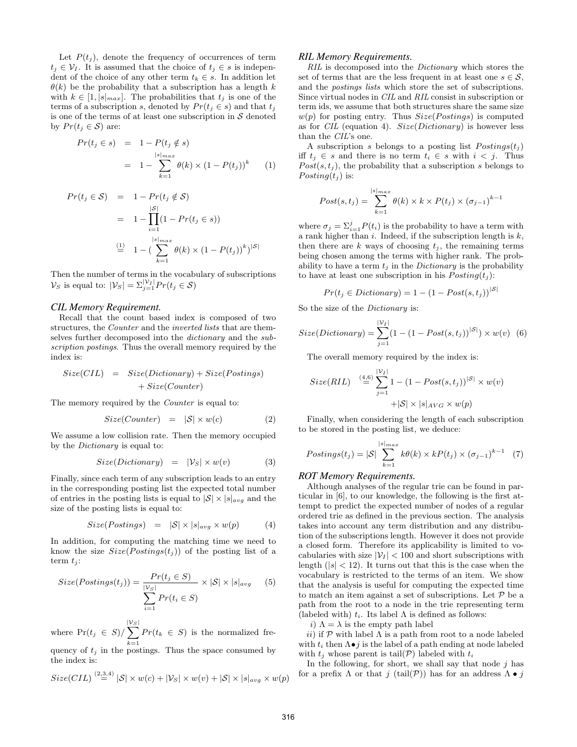Let $P(t_j)$, denote the frequency of occurrences of term $t_j \in \mathcal{V}_I$. It is assumed that the choice of $t_j \in s$ is independent of the choice of any other term $t_k \in s$. In addition let $\theta(k)$ be the probability that a subscription has a length $k$ with $k \in [1, |s|_{max}]$. The probabilities that $t_j$ is one of the terms of a subscription $s$, denoted by $Pr(t_j \in s)$ and that $t_j$ is one of the terms of at least one subscription in $\mathcal{S}$ denoted by $Pr(t_j \in \mathcal{S})$ are:

$$
\begin{aligned}
Pr(t_j \in s) &= 1 - P(t_j \notin s) \\
&= 1 - \sum_{k=1}^{|s|_{max}} \theta(k) \times (1 - P(t_j))^k \qquad (1)
\end{aligned}
$$

$$
\begin{aligned}
Pr(t_j \in \mathcal{S}) &= 1 - Pr(t_j \notin \mathcal{S}) \\
&= 1 - \prod_{i=1}^{|\mathcal{S}|} (1 - Pr(t_j \in s)) \\
&\stackrel{(1)}{=} 1 - \left( \sum_{k=1}^{|s|_{max}} \theta(k) \times (1 - P(t_j))^k \right)^{|\mathcal{S}|}
\end{aligned}
$$

Then the number of terms in the vocabulary of subscriptions $\mathcal{V}_S$ is equal to: $|\mathcal{V}_S| = \Sigma_{j=1}^{|\mathcal{V}_I|} Pr(t_j \in \mathcal{S})$

### *CIL Memory Requirement.*

Recall that the count based index is composed of two structures, the *Counter* and the *inverted lists* that are themselves further decomposed into the *dictionary* and the *subscription postings*. Thus the overall memory required by the index is:

$$
\begin{aligned}
Size(CIL) &= Size(Dictionary) + Size(Postings) \\
&\quad + Size(Counter)
\end{aligned}
$$

The memory required by the *Counter* is equal to:

$$
Size(Counter) = |\mathcal{S}| \times w(c) \qquad (2)
$$

We assume a low collision rate. Then the memory occupied by the *Dictionary* is equal to:

$$
Size(Dictionary) = |\mathcal{V}_S| \times w(v) \qquad (3)
$$

Finally, since each term of any subscription leads to an entry in the corresponding posting list the expected total number of entries in the posting lists is equal to $|\mathcal{S}| \times |s|_{avg}$ and the size of the posting lists is equal to:

$$
Size(Postings) = |\mathcal{S}| \times |s|_{avg} \times w(p) \qquad (4)
$$

In addition, for computing the matching time we need to know the size $Size(Postings(t_j))$ of the posting list of a term $t_j$:

$$
Size(Postings(t_j)) = \frac{Pr(t_j \in S)}{\sum_{i=1}^{|\mathcal{V}_S|} Pr(t_i \in S)} \times |\mathcal{S}| \times |s|_{avg} \qquad (5)
$$

where $\Pr(t_j \in S) / \sum_{k=1}^{|\mathcal{V}_S|} Pr(t_k \in S)$ is the normalized frequency of $t_j$ in the postings. Thus the space consumed by the index is:

$$
Size(CIL) \stackrel{(2,3,4)}{=} |\mathcal{S}| \times w(c) + |\mathcal{V}_S| \times w(v) + |\mathcal{S}| \times |s|_{avg} \times w(p)
$$

### *RIL Memory Requirements.*

*RIL* is decomposed into the *Dictionary* which stores the set of terms that are the less frequent in at least one $s \in \mathcal{S}$, and the *postings lists* which store the set of subscriptions. Since virtual nodes in *CIL* and *RIL* consist in subscription or term ids, we assume that both structures share the same size $w(p)$ for posting entry. Thus $Size(Postings)$ is computed as for *CIL* (equation 4). $Size(Dictionary)$ is however less than the *CIL*'s one.

A subscription $s$ belongs to a posting list $Postings(t_j)$ iff $t_j \in s$ and there is no term $t_i \in s$ with $i < j$. Thus $Post(s, t_j)$, the probability that a subscription $s$ belongs to $Posting(t_j)$ is:

$$
Post(s, t_j) = \sum_{k=1}^{|s|_{max}} \theta(k) \times k \times P(t_j) \times (\sigma_{j-1})^{k-1}
$$

where $\sigma_j = \Sigma_{i=1}^{j} P(t_i)$ is the probability to have a term with a rank higher than $i$. Indeed, if the subscription length is $k$, then there are $k$ ways of choosing $t_j$, the remaining terms being chosen among the terms with higher rank. The probability to have a term $t_j$ in the *Dictionary* is the probability to have at least one subscription in his $Posting(t_j)$:

$$
Pr(t_j \in Dictionary) = 1 - (1 - Post(s, t_j))^{|\mathcal{S}|}
$$

So the size of the *Dictionary* is:

$$
Size(Dictionary) = \sum_{j=1}^{|\mathcal{V}_I|} (1 - (1 - Post(s, t_j))^{|\mathcal{S}|}) \times w(v) \quad (6)
$$

The overall memory required by the index is:

$$
\begin{aligned}
Size(RIL) &\stackrel{(4,6)}{=} \sum_{j=1}^{|\mathcal{V}_I|} 1 - (1 - Post(s, t_j))^{|\mathcal{S}|} \times w(v) \\
&\quad + |\mathcal{S}| \times |s|_{AVG} \times w(p)
\end{aligned}
$$

Finally, when considering the length of each subscription to be stored in the posting list, we deduce:

$$
Postings(t_j) = |\mathcal{S}| \sum_{k=1}^{|s|_{max}} k\theta(k) \times kP(t_j) \times (\sigma_{j-1})^{k-1} \quad (7)
$$

### *ROT Memory Requirements.*

Although analyses of the regular trie can be found in particular in [6], to our knowledge, the following is the first attempt to predict the expected number of nodes of a regular ordered trie as defined in the previous section. The analysis takes into account any term distribution and any distribution of the subscriptions length. However it does not provide a closed form. Therefore its applicability is limited to vocabularies with size $|\mathcal{V}_I| < 100$ and short subscriptions with length ($|s| < 12$). It turns out that this is the case when the vocabulary is restricted to the terms of an item. We show that the analysis is useful for computing the expected time to match an item against a set of subscriptions. Let $\mathcal{P}$ be a path from the root to a node in the trie representing term (labeled with) $t_i$. Its label $\Lambda$ is defined as follows:

*i)* $\Lambda = \lambda$ is the empty path label

*ii)* if $\mathcal{P}$ with label $\Lambda$ is a path from root to a node labeled with $t_i$ then $\Lambda \bullet j$ is the label of a path ending at node labeled with $t_j$ whose parent is tail($\mathcal{P}$) labeled with $t_i$

In the following, for short, we shall say that node $j$ has for a prefix $\Lambda$ or that $j$ (tail($\mathcal{P}$)) has for an address $\Lambda \bullet j$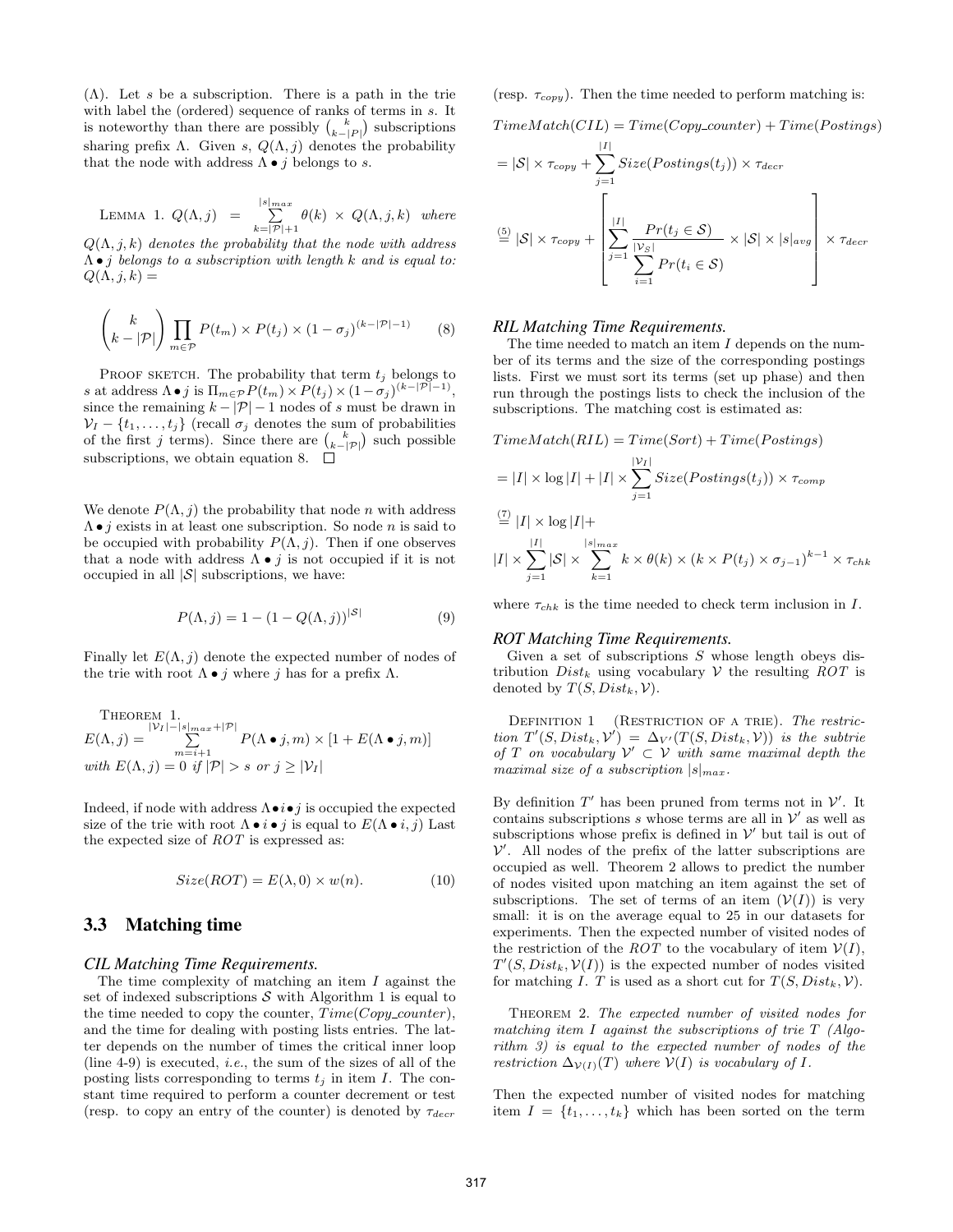$(\Lambda)$. Let $s$ be a subscription. There is a path in the trie with label the (ordered) sequence of ranks of terms in $s$. It is noteworthy than there are possibly $\binom{k}{k-|P|}$ subscriptions sharing prefix $\Lambda$. Given $s$, $Q(\Lambda, j)$ denotes the probability that the node with address $\Lambda \bullet j$ belongs to $s$.

LEMMA 1. $Q(\Lambda, j) = \sum_{k=|\mathcal{P}|+1}^{|s|_{max}} \theta(k) \times Q(\Lambda, j, k)$ *where* $Q(\Lambda, j, k)$ *denotes the probability that the node with address* $\Lambda \bullet j$ *belongs to a subscription with length* $k$ *and is equal to:* $Q(\Lambda, j, k) =$

$$\binom{k}{k-|\mathcal{P}|} \prod_{m \in \mathcal{P}} P(t_m) \times P(t_j) \times (1-\sigma_j)^{(k-|\mathcal{P}|-1)} \tag{8}$$

PROOF SKETCH. The probability that term $t_j$ belongs to $s$ at address $\Lambda \bullet j$ is $\Pi_{m \in \mathcal{P}} P(t_m) \times P(t_j) \times (1-\sigma_j)^{(k-|\mathcal{P}|-1)}$, since the remaining $k - |\mathcal{P}| - 1$ nodes of $s$ must be drawn in $\mathcal{V}_I - \{t_1, \dots, t_j\}$ (recall $\sigma_j$ denotes the sum of probabilities of the first $j$ terms). Since there are $\binom{k}{k-|\mathcal{P}|}$ such possible subscriptions, we obtain equation 8. □

We denote $P(\Lambda, j)$ the probability that node $n$ with address $\Lambda \bullet j$ exists in at least one subscription. So node $n$ is said to be occupied with probability $P(\Lambda, j)$. Then if one observes that a node with address $\Lambda \bullet j$ is not occupied if it is not occupied in all $|\mathcal{S}|$ subscriptions, we have:

$$P(\Lambda, j) = 1 - (1 - Q(\Lambda, j))^{|\mathcal{S}|} \tag{9}$$

Finally let $E(\Lambda, j)$ denote the expected number of nodes of the trie with root $\Lambda \bullet j$ where $j$ has for a prefix $\Lambda$.

THEOREM 1.
$$E(\Lambda, j) = \sum_{m=i+1}^{|\mathcal{V}_I|-|s|_{max}+|\mathcal{P}|} P(\Lambda \bullet j, m) \times [1 + E(\Lambda \bullet j, m)]$$
*with* $E(\Lambda, j) = 0$ *if* $|\mathcal{P}| > s$ *or* $j \geq |\mathcal{V}_I|$

Indeed, if node with address $\Lambda \bullet i \bullet j$ is occupied the expected size of the trie with root $\Lambda \bullet i \bullet j$ is equal to $E(\Lambda \bullet i, j)$ Last the expected size of $ROT$ is expressed as:

$$Size(ROT) = E(\lambda, 0) \times w(n). \tag{10}$$

## 3.3 Matching time

### *CIL Matching Time Requirements.*

The time complexity of matching an item $I$ against the set of indexed subscriptions $\mathcal{S}$ with Algorithm 1 is equal to the time needed to copy the counter, $Time(Copy\_counter)$, and the time for dealing with posting lists entries. The latter depends on the number of times the critical inner loop (line 4-9) is executed, *i.e.*, the sum of the sizes of all of the posting lists corresponding to terms $t_j$ in item $I$. The constant time required to perform a counter decrement or test (resp. to copy an entry of the counter) is denoted by $\tau_{decr}$ (resp. $\tau_{copy}$). Then the time needed to perform matching is:

$$TimeMatch(CIL) = Time(Copy\_counter) + Time(Postings)$$
$$= |\mathcal{S}| \times \tau_{copy} + \sum_{j=1}^{|I|} Size(Postings(t_j)) \times \tau_{decr}$$
$$\overset{(5)}{=} |\mathcal{S}| \times \tau_{copy} + \left[ \sum_{j=1}^{|I|} \frac{Pr(t_j \in \mathcal{S})}{\sum_{i=1}^{|\mathcal{V}_\mathcal{S}|} Pr(t_i \in \mathcal{S})} \times |\mathcal{S}| \times |s|_{avg} \right] \times \tau_{decr}$$

### *RIL Matching Time Requirements.*

The time needed to match an item $I$ depends on the number of its terms and the size of the corresponding postings lists. First we must sort its terms (set up phase) and then run through the postings lists to check the inclusion of the subscriptions. The matching cost is estimated as:

$$TimeMatch(RIL) = Time(Sort) + Time(Postings)$$
$$= |I| \times \log |I| + |I| \times \sum_{j=1}^{|\mathcal{V}_I|} Size(Postings(t_j)) \times \tau_{comp}$$
$$\overset{(7)}{=} |I| \times \log |I| +$$
$$|I| \times \sum_{j=1}^{|I|} |\mathcal{S}| \times \sum_{k=1}^{|s|_{max}} k \times \theta(k) \times (k \times P(t_j) \times \sigma_{j-1})^{k-1} \times \tau_{chk}$$

where $\tau_{chk}$ is the time needed to check term inclusion in $I$.

### *ROT Matching Time Requirements.*

Given a set of subscriptions $S$ whose length obeys distribution $Dist_k$ using vocabulary $\mathcal{V}$ the resulting $ROT$ is denoted by $T(S, Dist_k, \mathcal{V})$.

DEFINITION 1 (RESTRICTION OF A TRIE). *The restriction* $T'(S, Dist_k, \mathcal{V}') = \Delta_{\mathcal{V}'}(T(S, Dist_k, \mathcal{V}))$ *is the subtrie of* $T$ *on vocabulary* $\mathcal{V}' \subset \mathcal{V}$ *with same maximal depth the maximal size of a subscription* $|s|_{max}$.

By definition $T'$ has been pruned from terms not in $\mathcal{V}'$. It contains subscriptions $s$ whose terms are all in $\mathcal{V}'$ as well as subscriptions whose prefix is defined in $\mathcal{V}'$ but tail is out of $\mathcal{V}'$. All nodes of the prefix of the latter subscriptions are occupied as well. Theorem 2 allows to predict the number of nodes visited upon matching an item against the set of subscriptions. The set of terms of an item $(\mathcal{V}(I))$ is very small: it is on the average equal to 25 in our datasets for experiments. Then the expected number of visited nodes of the restriction of the $ROT$ to the vocabulary of item $\mathcal{V}(I)$, $T'(S, Dist_k, \mathcal{V}(I))$ is the expected number of nodes visited for matching $I$. $T$ is used as a short cut for $T(S, Dist_k, \mathcal{V})$.

THEOREM 2. *The expected number of visited nodes for matching item* $I$ *against the subscriptions of trie* $T$ *(Algorithm 3) is equal to the expected number of nodes of the restriction* $\Delta_{\mathcal{V}(I)}(T)$ *where* $\mathcal{V}(I)$ *is vocabulary of* $I$.

Then the expected number of visited nodes for matching item $I = \{t_1, \dots, t_k\}$ which has been sorted on the term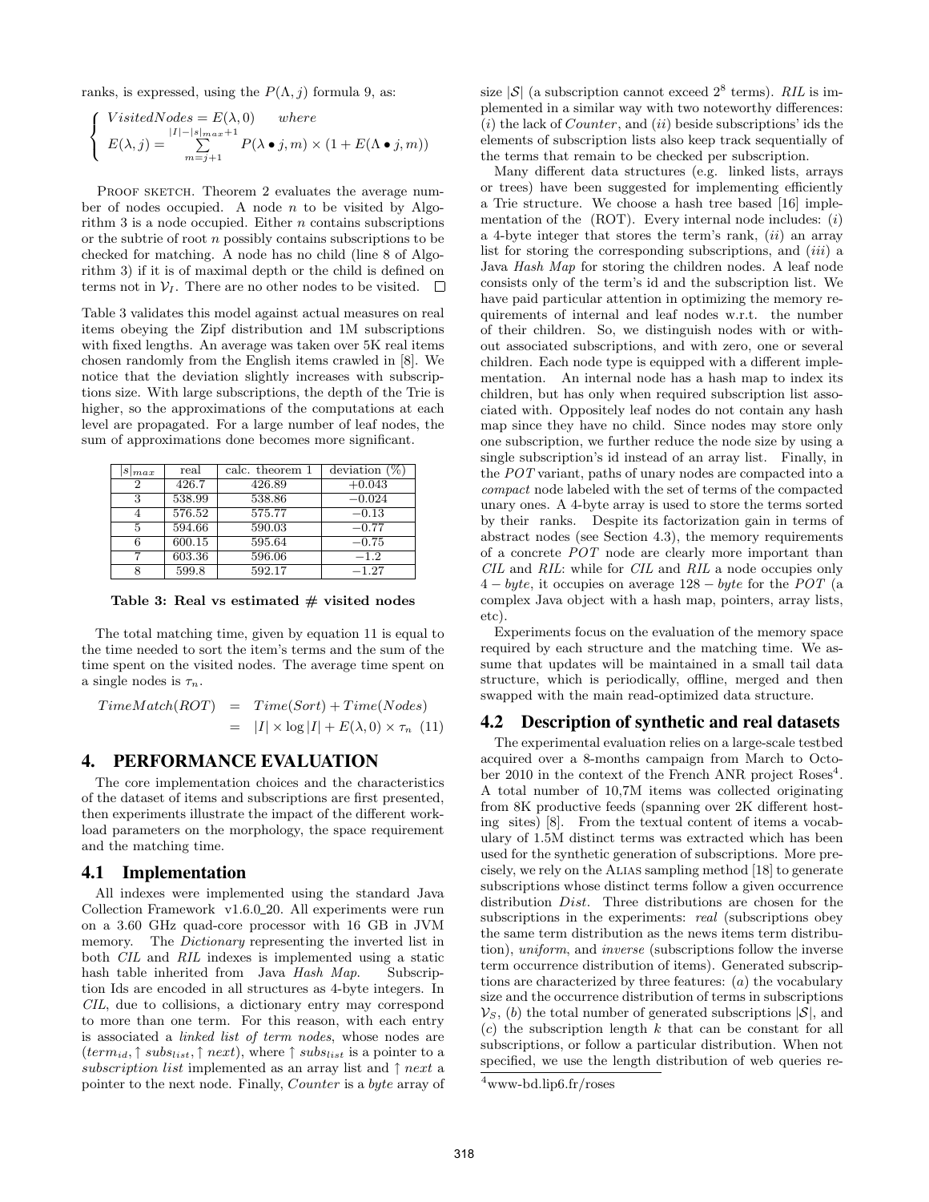ranks, is expressed, using the $P(\Lambda, j)$ formula 9, as:

$$\begin{cases} VisitedNodes = E(\lambda, 0) \quad where \\ E(\lambda, j) = \sum_{m=j+1}^{|I|-|s|_{max}+1} P(\lambda \bullet j, m) \times (1 + E(\Lambda \bullet j, m)) \end{cases}$$

PROOF SKETCH. Theorem 2 evaluates the average number of nodes occupied. A node $n$ to be visited by Algorithm 3 is a node occupied. Either $n$ contains subscriptions or the subtrie of root $n$ possibly contains subscriptions to be checked for matching. A node has no child (line 8 of Algorithm 3) if it is of maximal depth or the child is defined on terms not in $\mathcal{V}_I$. There are no other nodes to be visited. □

Table 3 validates this model against actual measures on real items obeying the Zipf distribution and 1M subscriptions with fixed lengths. An average was taken over 5K real items chosen randomly from the English items crawled in [8]. We notice that the deviation slightly increases with subscriptions size. With large subscriptions, the depth of the Trie is higher, so the approximations of the computations at each level are propagated. For a large number of leaf nodes, the sum of approximations done becomes more significant.

| $\|s\|_{max}$ | real | calc. theorem 1 | deviation (%) |
|---|---|---|---|
| 2 | 426.7 | 426.89 | +0.043 |
| 3 | 538.99 | 538.86 | −0.024 |
| 4 | 576.52 | 575.77 | −0.13 |
| 5 | 594.66 | 590.03 | −0.77 |
| 6 | 600.15 | 595.64 | −0.75 |
| 7 | 603.36 | 596.06 | −1.2 |
| 8 | 599.8 | 592.17 | −1.27 |

**Table 3: Real vs estimated # visited nodes**

The total matching time, given by equation 11 is equal to the time needed to sort the item's terms and the sum of the time spent on the visited nodes. The average time spent on a single nodes is $\tau_n$.

$$\begin{aligned} TimeMatch(ROT) &= Time(Sort) + Time(Nodes) \\ &= |I| \times \log |I| + E(\lambda, 0) \times \tau_n \quad (11) \end{aligned}$$

# 4. PERFORMANCE EVALUATION

The core implementation choices and the characteristics of the dataset of items and subscriptions are first presented, then experiments illustrate the impact of the different workload parameters on the morphology, the space requirement and the matching time.

## 4.1 Implementation

All indexes were implemented using the standard Java Collection Framework v1.6.0_20. All experiments were run on a 3.60 GHz quad-core processor with 16 GB in JVM memory. The *Dictionary* representing the inverted list in both *CIL* and *RIL* indexes is implemented using a static hash table inherited from Java *Hash Map*. Subscription Ids are encoded in all structures as 4-byte integers. In *CIL*, due to collisions, a dictionary entry may correspond to more than one term. For this reason, with each entry is associated a *linked list of term nodes*, whose nodes are $(term_{id}, \uparrow subs_{list}, \uparrow next)$, where $\uparrow subs_{list}$ is a pointer to a *subscription list* implemented as an array list and $\uparrow next$ a pointer to the next node. Finally, *Counter* is a *byte* array of size $|\mathcal{S}|$ (a subscription cannot exceed $2^8$ terms). *RIL* is implemented in a similar way with two noteworthy differences: $(i)$ the lack of *Counter*, and $(ii)$ beside subscriptions' ids the elements of subscription lists also keep track sequentially of the terms that remain to be checked per subscription.

Many different data structures (e.g. linked lists, arrays or trees) have been suggested for implementing efficiently a Trie structure. We choose a hash tree based [16] implementation of the (ROT). Every internal node includes: $(i)$ a 4-byte integer that stores the term's rank, $(ii)$ an array list for storing the corresponding subscriptions, and $(iii)$ a Java *Hash Map* for storing the children nodes. A leaf node consists only of the term's id and the subscription list. We have paid particular attention in optimizing the memory requirements of internal and leaf nodes w.r.t. the number of their children. So, we distinguish nodes with or without associated subscriptions, and with zero, one or several children. Each node type is equipped with a different implementation. An internal node has a hash map to index its children, but has only when required subscription list associated with. Oppositely leaf nodes do not contain any hash map since they have no child. Since nodes may store only one subscription, we further reduce the node size by using a single subscription's id instead of an array list. Finally, in the *POT* variant, paths of unary nodes are compacted into a *compact* node labeled with the set of terms of the compacted unary ones. A 4-byte array is used to store the terms sorted by their ranks. Despite its factorization gain in terms of abstract nodes (see Section 4.3), the memory requirements of a concrete *POT* node are clearly more important than *CIL* and *RIL*: while for *CIL* and *RIL* a node occupies only $4-byte$, it occupies on average $128-byte$ for the *POT* (a complex Java object with a hash map, pointers, array lists, etc).

Experiments focus on the evaluation of the memory space required by each structure and the matching time. We assume that updates will be maintained in a small tail data structure, which is periodically, offline, merged and then swapped with the main read-optimized data structure.

## 4.2 Description of synthetic and real datasets

The experimental evaluation relies on a large-scale testbed acquired over a 8-months campaign from March to October 2010 in the context of the French ANR project Roses[4]. A total number of 10,7M items was collected originating from 8K productive feeds (spanning over 2K different hosting sites) [8]. From the textual content of items a vocabulary of 1.5M distinct terms was extracted which has been used for the synthetic generation of subscriptions. More precisely, we rely on the ALIAS sampling method [18] to generate subscriptions whose distinct terms follow a given occurrence distribution *Dist*. Three distributions are chosen for the subscriptions in the experiments: *real* (subscriptions obey the same term distribution as the news items term distribution), *uniform*, and *inverse* (subscriptions follow the inverse term occurrence distribution of items). Generated subscriptions are characterized by three features: $(a)$ the vocabulary size and the occurrence distribution of terms in subscriptions $\mathcal{V}_S$, $(b)$ the total number of generated subscriptions $|\mathcal{S}|$, and $(c)$ the subscription length $k$ that can be constant for all subscriptions, or follow a particular distribution. When not specified, we use the length distribution of web queries re-

[4]www-bd.lip6.fr/roses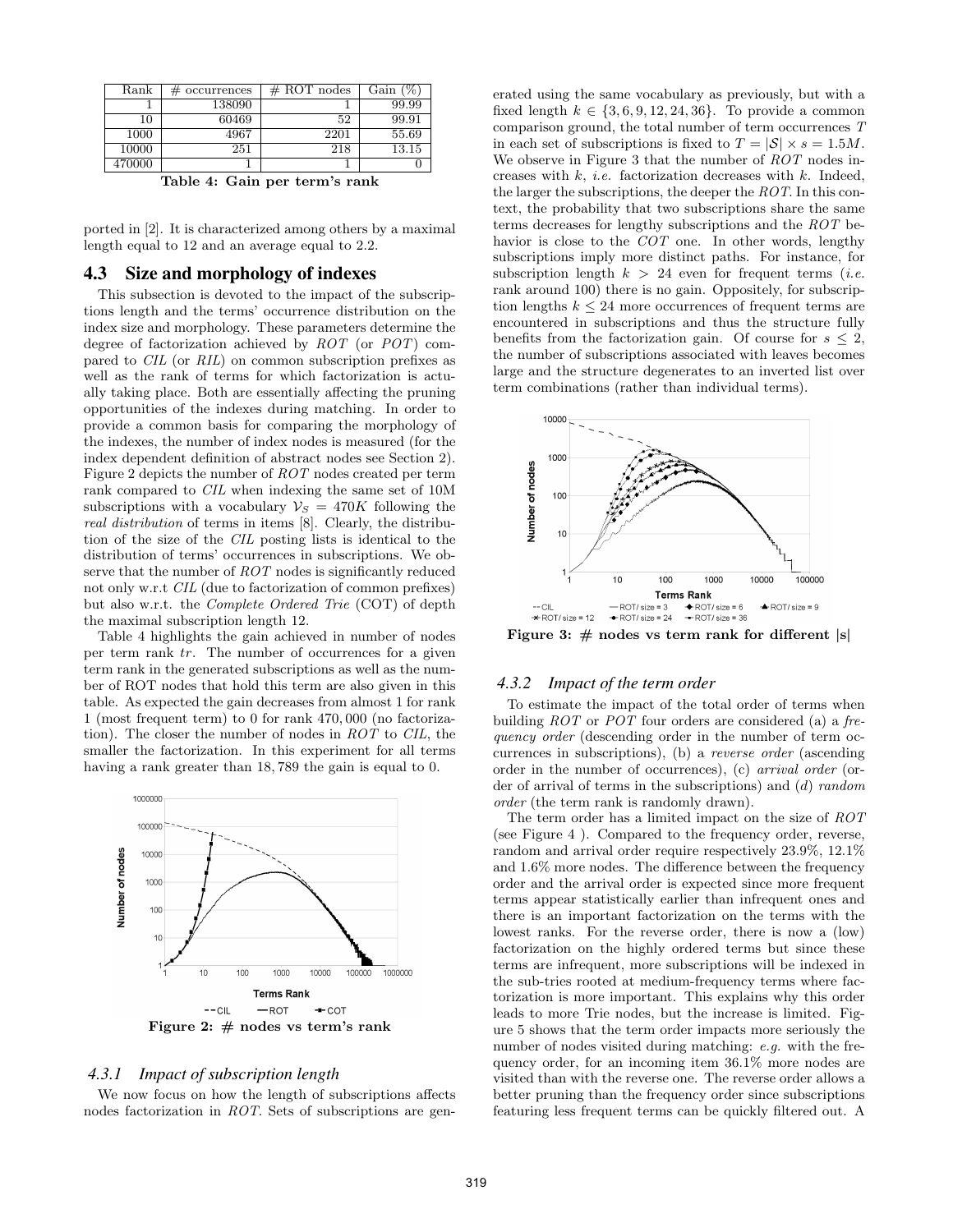| Rank | # occurrences | # ROT nodes | Gain (%) |
|---|---|---|---|
| 1 | 138090 | 1 | 99.99 |
| 10 | 60469 | 52 | 99.91 |
| 1000 | 4967 | 2201 | 55.69 |
| 10000 | 251 | 218 | 13.15 |
| 470000 | 1 | 1 | 0 |

**Table 4: Gain per term's rank**

ported in [2]. It is characterized among others by a maximal length equal to 12 and an average equal to 2.2.

## 4.3 Size and morphology of indexes

This subsection is devoted to the impact of the subscriptions length and the terms' occurrence distribution on the index size and morphology. These parameters determine the degree of factorization achieved by *ROT* (or *POT*) compared to *CIL* (or *RIL*) on common subscription prefixes as well as the rank of terms for which factorization is actually taking place. Both are essentially affecting the pruning opportunities of the indexes during matching. In order to provide a common basis for comparing the morphology of the indexes, the number of index nodes is measured (for the index dependent definition of abstract nodes see Section 2). Figure 2 depicts the number of *ROT* nodes created per term rank compared to *CIL* when indexing the same set of 10M subscriptions with a vocabulary $\mathcal{V}_S = 470K$ following the *real distribution* of terms in items [8]. Clearly, the distribution of the size of the *CIL* posting lists is identical to the distribution of terms' occurrences in subscriptions. We observe that the number of *ROT* nodes is significantly reduced not only w.r.t *CIL* (due to factorization of common prefixes) but also w.r.t. the *Complete Ordered Trie* (COT) of depth the maximal subscription length 12.

Table 4 highlights the gain achieved in number of nodes per term rank $tr$. The number of occurrences for a given term rank in the generated subscriptions as well as the number of ROT nodes that hold this term are also given in this table. As expected the gain decreases from almost 1 for rank 1 (most frequent term) to 0 for rank 470,000 (no factorization). The closer the number of nodes in *ROT* to *CIL*, the smaller the factorization. In this experiment for all terms having a rank greater than 18,789 the gain is equal to 0.

Number of nodes
Terms Rank
1000000
100000
10000
1000
100
10
1
1 10 100 1000 10000 100000 1000000
CIL ROT COT

Figure 2: # nodes vs term's rank

### 4.3.1 Impact of subscription length

We now focus on how the length of subscriptions affects nodes factorization in *ROT*. Sets of subscriptions are generated using the same vocabulary as previously, but with a fixed length $k \in \{3, 6, 9, 12, 24, 36\}$. To provide a common comparison ground, the total number of term occurrences $T$ in each set of subscriptions is fixed to $T = |\mathcal{S}| \times s = 1.5M$. We observe in Figure 3 that the number of *ROT* nodes increases with $k$, *i.e.* factorization decreases with $k$. Indeed, the larger the subscriptions, the deeper the *ROT*. In this context, the probability that two subscriptions share the same terms decreases for lengthy subscriptions and the *ROT* behavior is close to the *COT* one. In other words, lengthy subscriptions imply more distinct paths. For instance, for subscription length $k > 24$ even for frequent terms (*i.e.* rank around 100) there is no gain. Oppositely, for subscription lengths $k \leq 24$ more occurrences of frequent terms are encountered in subscriptions and thus the structure fully benefits from the factorization gain. Of course for $s \leq 2$, the number of subscriptions associated with leaves becomes large and the structure degenerates to an inverted list over term combinations (rather than individual terms).

Number of nodes
Terms Rank
10000
1000
100
10
1
1 10 100 1000 10000 100000
CIL ROT/ size = 3 ROT/ size = 6 ROT/ size = 9
ROT/ size = 12 ROT/ size = 24 ROT/ size = 36

Figure 3: # nodes vs term rank for different |s|

### 4.3.2 Impact of the term order

To estimate the impact of the total order of terms when building *ROT* or *POT* four orders are considered (a) a *frequency order* (descending order in the number of term occurrences in subscriptions), (b) a *reverse order* (ascending order in the number of occurrences), (c) *arrival order* (order of arrival of terms in the subscriptions) and (d) *random order* (the term rank is randomly drawn).

The term order has a limited impact on the size of *ROT* (see Figure 4 ). Compared to the frequency order, reverse, random and arrival order require respectively 23.9%, 12.1% and 1.6% more nodes. The difference between the frequency order and the arrival order is expected since more frequent terms appear statistically earlier than infrequent ones and there is an important factorization on the terms with the lowest ranks. For the reverse order, there is now a (low) factorization on the highly ordered terms but since these terms are infrequent, more subscriptions will be indexed in the sub-tries rooted at medium-frequency terms where factorization is more important. This explains why this order leads to more Trie nodes, but the increase is limited. Figure 5 shows that the term order impacts more seriously the number of nodes visited during matching: *e.g.* with the frequency order, for an incoming item 36.1% more nodes are visited than with the reverse one. The reverse order allows a better pruning than the frequency order since subscriptions featuring less frequent terms can be quickly filtered out. A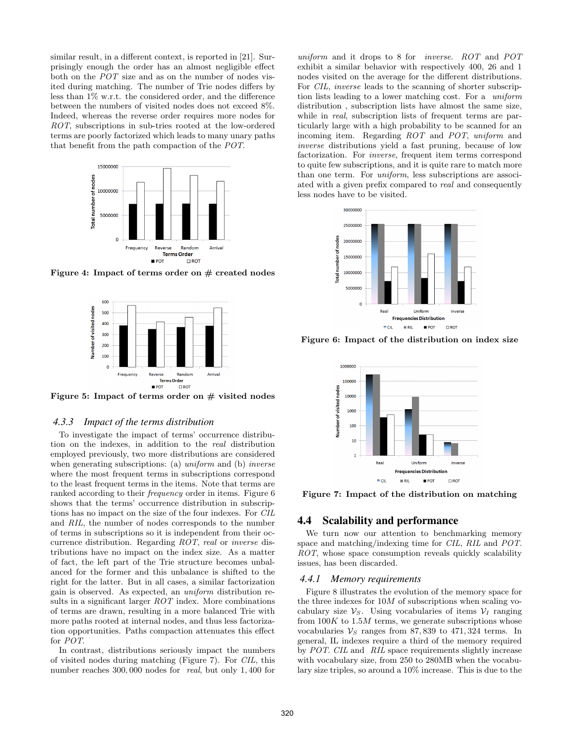similar result, in a different context, is reported in [21]. Surprisingly enough the order has an almost negligible effect both on the *POT* size and as on the number of nodes visited during matching. The number of Trie nodes differs by less than 1% w.r.t. the considered order, and the difference between the numbers of visited nodes does not exceed 8%. Indeed, whereas the reverse order requires more nodes for *ROT*, subscriptions in sub-tries rooted at the low-ordered terms are poorly factorized which leads to many unary paths that benefit from the path compaction of the *POT*.

15000000
10000000
5000000
0
Total number of nodes
Frequency
Reverse
Random
Arrival
Terms Order
POT
ROT

**Figure 4: Impact of terms order on # created nodes**

600
500
400
300
200
100
0
Number of visited nodes
Frequency
Reverse
Random
Arrival
Terms Order
POT
ROT

**Figure 5: Impact of terms order on # visited nodes**

### 4.3.3 *Impact of the terms distribution*

To investigate the impact of terms' occurrence distribution on the indexes, in addition to the *real* distribution employed previously, two more distributions are considered when generating subscriptions: (a) *uniform* and (b) *inverse* where the most frequent terms in subscriptions correspond to the least frequent terms in the items. Note that terms are ranked according to their *frequency* order in items. Figure 6 shows that the terms' occurrence distribution in subscriptions has no impact on the size of the four indexes. For *CIL* and *RIL*, the number of nodes corresponds to the number of terms in subscriptions so it is independent from their occurrence distribution. Regarding *ROT*, *real* or *inverse* distributions have no impact on the index size. As a matter of fact, the left part of the Trie structure becomes unbalanced for the former and this unbalance is shifted to the right for the latter. But in all cases, a similar factorization gain is observed. As expected, an *uniform* distribution results in a significant larger *ROT* index. More combinations of terms are drawn, resulting in a more balanced Trie with more paths rooted at internal nodes, and thus less factorization opportunities. Paths compaction attenuates this effect for *POT*.

In contrast, distributions seriously impact the numbers of visited nodes during matching (Figure 7). For *CIL*, this number reaches 300,000 nodes for *real*, but only 1,400 for *uniform* and it drops to 8 for *inverse*. *ROT* and *POT* exhibit a similar behavior with respectively 400, 26 and 1 nodes visited on the average for the different distributions. For *CIL*, *inverse* leads to the scanning of shorter subscription lists leading to a lower matching cost. For a *uniform* distribution , subscription lists have almost the same size, while in *real*, subscription lists of frequent terms are particularly large with a high probability to be scanned for an incoming item. Regarding *ROT* and *POT*, *uniform* and *inverse* distributions yield a fast pruning, because of low factorization. For *inverse*, frequent item terms correspond to quite few subscriptions, and it is quite rare to match more than one term. For *uniform*, less subscriptions are associated with a given prefix compared to *real* and consequently less nodes have to be visited.

30000000
25000000
20000000
15000000
10000000
5000000
0
Total number of nodes
Real
Uniform
Inverse
Frequencies Distribution
CIL
RIL
POT
ROT

**Figure 6: Impact of the distribution on index size**

1000000
100000
10000
1000
100
10
1
Number of visited nodes
Real
Uniform
Inverse
Frequencies Distribution
CIL
RIL
POT
ROT

**Figure 7: Impact of the distribution on matching**

## 4.4 Scalability and performance

We turn now our attention to benchmarking memory space and matching/indexing time for *CIL*, *RIL* and *POT*. *ROT*, whose space consumption reveals quickly scalability issues, has been discarded.

### 4.4.1 *Memory requirements*

Figure 8 illustrates the evolution of the memory space for the three indexes for $10M$ of subscriptions when scaling vocabulary size $\mathcal{V}_S$. Using vocabularies of items $\mathcal{V}_I$ ranging from $100K$ to $1.5M$ terms, we generate subscriptions whose vocabularies $\mathcal{V}_S$ ranges from 87,839 to 471,324 terms. In general, IL indexes require a third of the memory required by *POT*. *CIL* and *RIL* space requirements slightly increase with vocabulary size, from 250 to 280MB when the vocabulary size triples, so around a 10% increase. This is due to the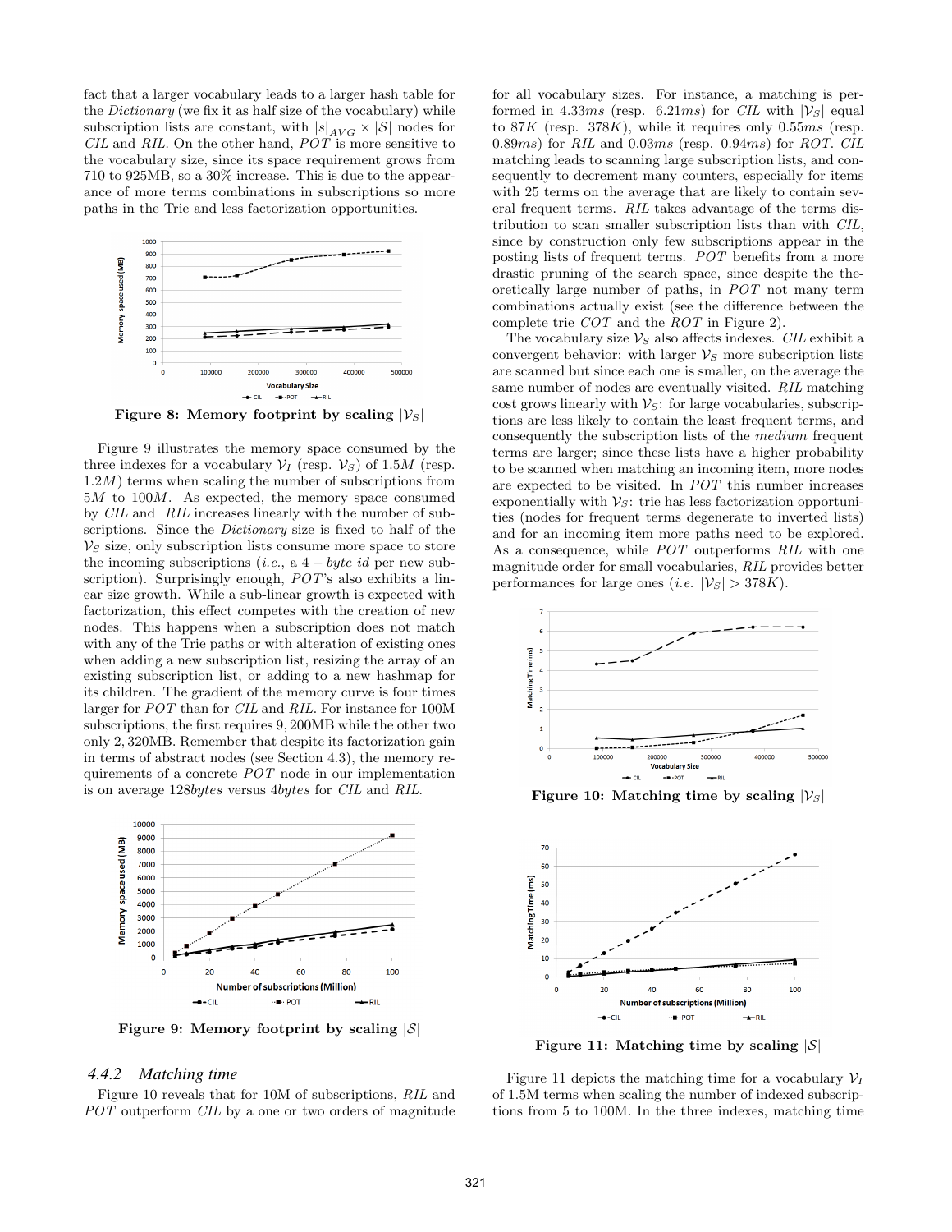fact that a larger vocabulary leads to a larger hash table for the *Dictionary* (we fix it as half size of the vocabulary) while subscription lists are constant, with $|s|_{AVG} \times |\mathcal{S}|$ nodes for *CIL* and *RIL*. On the other hand, *POT* is more sensitive to the vocabulary size, since its space requirement grows from 710 to 925MB, so a 30% increase. This is due to the appearance of more terms combinations in subscriptions so more paths in the Trie and less factorization opportunities.

Memory space used (MB)
1000
900
800
700
600
500
400
300
200
100
0
0 100000 200000 300000 400000 500000
Vocabulary Size
CIL POT RIL

**Figure 8: Memory footprint by scaling $|\mathcal{V}_S|$**

Figure 9 illustrates the memory space consumed by the three indexes for a vocabulary $\mathcal{V}_I$ (resp. $\mathcal{V}_S$) of $1.5M$ (resp. $1.2M$) terms when scaling the number of subscriptions from $5M$ to $100M$. As expected, the memory space consumed by *CIL* and *RIL* increases linearly with the number of subscriptions. Since the *Dictionary* size is fixed to half of the $\mathcal{V}_S$ size, only subscription lists consume more space to store the incoming subscriptions (*i.e.*, a $4-byte\ id$ per new subscription). Surprisingly enough, *POT*'s also exhibits a linear size growth. While a sub-linear growth is expected with factorization, this effect competes with the creation of new nodes. This happens when a subscription does not match with any of the Trie paths or with alteration of existing ones when adding a new subscription list, resizing the array of an existing subscription list, or adding to a new hashmap for its children. The gradient of the memory curve is four times larger for *POT* than for *CIL* and *RIL*. For instance for 100M subscriptions, the first requires 9,200MB while the other two only 2,320MB. Remember that despite its factorization gain in terms of abstract nodes (see Section 4.3), the memory requirements of a concrete *POT* node in our implementation is on average $128bytes$ versus $4bytes$ for *CIL* and *RIL*.

Memory space used (MB)
10000
9000
8000
7000
6000
5000
4000
3000
2000
1000
0
0 20 40 60 80 100
Number of subscriptions (Million)
CIL POT RIL

**Figure 9: Memory footprint by scaling $|\mathcal{S}|$**

### 4.4.2 Matching time

Figure 10 reveals that for 10M of subscriptions, *RIL* and *POT* outperform *CIL* by a one or two orders of magnitude for all vocabulary sizes. For instance, a matching is performed in $4.33ms$ (resp. $6.21ms$) for *CIL* with $|\mathcal{V}_S|$ equal to $87K$ (resp. $378K$), while it requires only $0.55ms$ (resp. $0.89ms$) for *RIL* and $0.03ms$ (resp. $0.94ms$) for *ROT*. *CIL* matching leads to scanning large subscription lists, and consequently to decrement many counters, especially for items with 25 terms on the average that are likely to contain several frequent terms. *RIL* takes advantage of the terms distribution to scan smaller subscription lists than with *CIL*, since by construction only few subscriptions appear in the posting lists of frequent terms. *POT* benefits from a more drastic pruning of the search space, since despite the theoretically large number of paths, in *POT* not many term combinations actually exist (see the difference between the complete trie *COT* and the *ROT* in Figure 2).

The vocabulary size $\mathcal{V}_S$ also affects indexes. *CIL* exhibit a convergent behavior: with larger $\mathcal{V}_S$ more subscription lists are scanned but since each one is smaller, on the average the same number of nodes are eventually visited. *RIL* matching cost grows linearly with $\mathcal{V}_S$: for large vocabularies, subscriptions are less likely to contain the least frequent terms, and consequently the subscription lists of the *medium* frequent terms are larger; since these lists have a higher probability to be scanned when matching an incoming item, more nodes are expected to be visited. In *POT* this number increases exponentially with $\mathcal{V}_S$: trie has less factorization opportunities (nodes for frequent terms degenerate to inverted lists) and for an incoming item more paths need to be explored. As a consequence, while *POT* outperforms *RIL* with one magnitude order for small vocabularies, *RIL* provides better performances for large ones (*i.e.* $|\mathcal{V}_S| > 378K$).

Matching Time (ms)
7
6
5
4
3
2
1
0
0 100000 200000 300000 400000 500000
Vocabulary Size
CIL POT RIL

**Figure 10: Matching time by scaling $|\mathcal{V}_S|$**

Matching Time (ms)
70
60
50
40
30
20
10
0
0 20 40 60 80 100
Number of subscriptions (Million)
CIL POT RIL

**Figure 11: Matching time by scaling $|\mathcal{S}|$**

Figure 11 depicts the matching time for a vocabulary $\mathcal{V}_I$ of 1.5M terms when scaling the number of indexed subscriptions from 5 to 100M. In the three indexes, matching time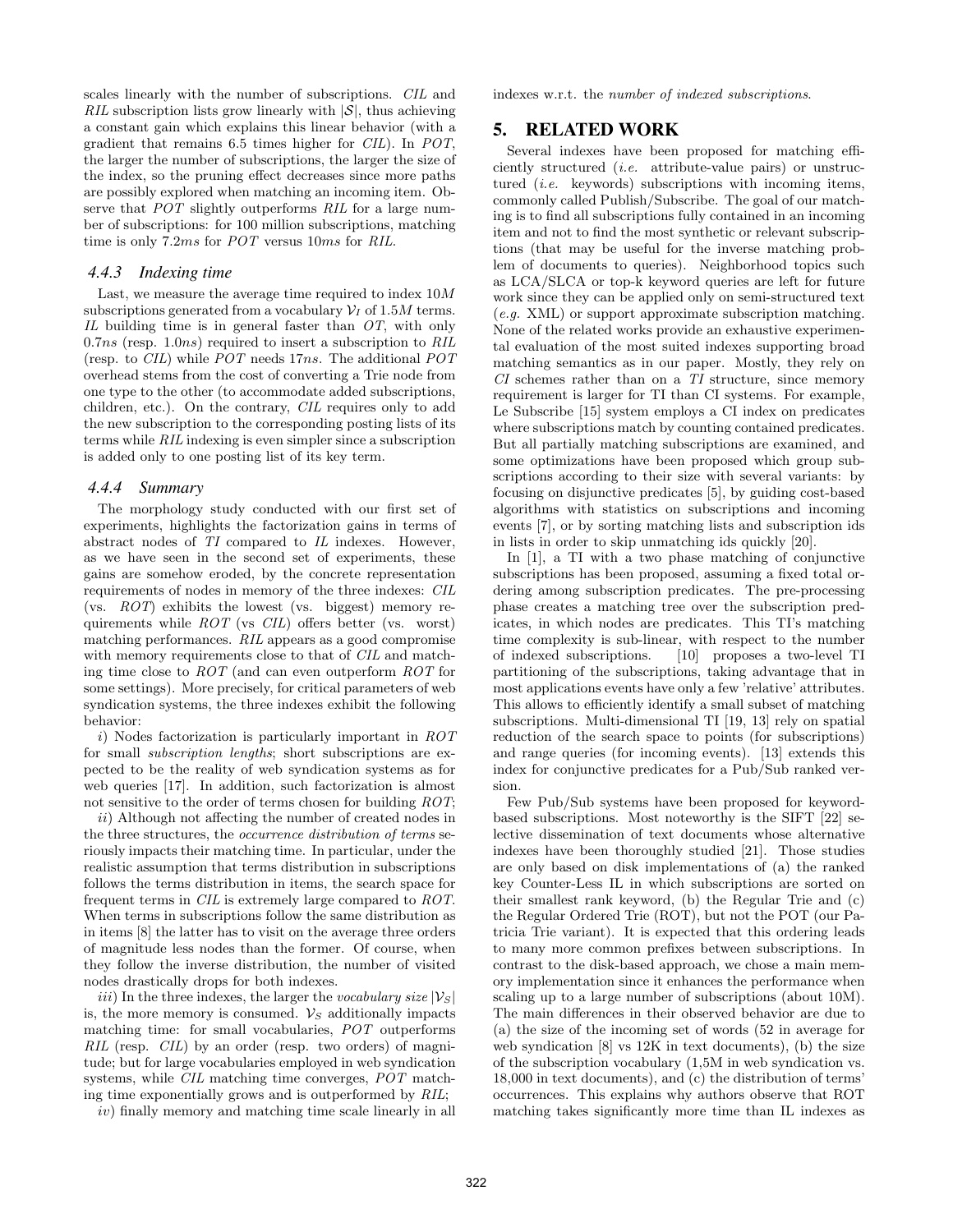scales linearly with the number of subscriptions. *CIL* and *RIL* subscription lists grow linearly with $|\mathcal{S}|$, thus achieving a constant gain which explains this linear behavior (with a gradient that remains 6.5 times higher for *CIL*). In *POT*, the larger the number of subscriptions, the larger the size of the index, so the pruning effect decreases since more paths are possibly explored when matching an incoming item. Observe that *POT* slightly outperforms *RIL* for a large number of subscriptions: for 100 million subscriptions, matching time is only $7.2ms$ for *POT* versus $10ms$ for *RIL*.

#### 4.4.3 Indexing time

Last, we measure the average time required to index $10M$ subscriptions generated from a vocabulary $\mathcal{V}_I$ of $1.5M$ terms. *IL* building time is in general faster than *OT*, with only $0.7ns$ (resp. $1.0ns$) required to insert a subscription to *RIL* (resp. to *CIL*) while *POT* needs $17ns$. The additional *POT* overhead stems from the cost of converting a Trie node from one type to the other (to accommodate added subscriptions, children, etc.). On the contrary, *CIL* requires only to add the new subscription to the corresponding posting lists of its terms while *RIL* indexing is even simpler since a subscription is added only to one posting list of its key term.

#### 4.4.4 Summary

The morphology study conducted with our first set of experiments, highlights the factorization gains in terms of abstract nodes of *TI* compared to *IL* indexes. However, as we have seen in the second set of experiments, these gains are somehow eroded, by the concrete representation requirements of nodes in memory of the three indexes: *CIL* (vs. *ROT*) exhibits the lowest (vs. biggest) memory requirements while *ROT* (vs *CIL*) offers better (vs. worst) matching performances. *RIL* appears as a good compromise with memory requirements close to that of *CIL* and matching time close to *ROT* (and can even outperform *ROT* for some settings). More precisely, for critical parameters of web syndication systems, the three indexes exhibit the following behavior:

*i*) Nodes factorization is particularly important in *ROT* for small *subscription lengths*; short subscriptions are expected to be the reality of web syndication systems as for web queries [17]. In addition, such factorization is almost not sensitive to the order of terms chosen for building *ROT*;

*ii*) Although not affecting the number of created nodes in the three structures, the *occurrence distribution of terms* seriously impacts their matching time. In particular, under the realistic assumption that terms distribution in subscriptions follows the terms distribution in items, the search space for frequent terms in *CIL* is extremely large compared to *ROT*. When terms in subscriptions follow the same distribution as in items [8] the latter has to visit on the average three orders of magnitude less nodes than the former. Of course, when they follow the inverse distribution, the number of visited nodes drastically drops for both indexes.

*iii*) In the three indexes, the larger the *vocabulary size* $|\mathcal{V}_S|$ is, the more memory is consumed. $\mathcal{V}_S$ additionally impacts matching time: for small vocabularies, *POT* outperforms *RIL* (resp. *CIL*) by an order (resp. two orders) of magnitude; but for large vocabularies employed in web syndication systems, while *CIL* matching time converges, *POT* matching time exponentially grows and is outperformed by *RIL*;

*iv*) finally memory and matching time scale linearly in all indexes w.r.t. the *number of indexed subscriptions*.

## 5. RELATED WORK

Several indexes have been proposed for matching efficiently structured (*i.e.* attribute-value pairs) or unstructured (*i.e.* keywords) subscriptions with incoming items, commonly called Publish/Subscribe. The goal of our matching is to find all subscriptions fully contained in an incoming item and not to find the most synthetic or relevant subscriptions (that may be useful for the inverse matching problem of documents to queries). Neighborhood topics such as LCA/SLCA or top-k keyword queries are left for future work since they can be applied only on semi-structured text (*e.g.* XML) or support approximate subscription matching. None of the related works provide an exhaustive experimental evaluation of the most suited indexes supporting broad matching semantics as in our paper. Mostly, they rely on *CI* schemes rather than on a *TI* structure, since memory requirement is larger for TI than CI systems. For example, Le Subscribe [15] system employs a CI index on predicates where subscriptions match by counting contained predicates. But all partially matching subscriptions are examined, and some optimizations have been proposed which group subscriptions according to their size with several variants: by focusing on disjunctive predicates [5], by guiding cost-based algorithms with statistics on subscriptions and incoming events [7], or by sorting matching lists and subscription ids in lists in order to skip unmatching ids quickly [20].

In [1], a TI with a two phase matching of conjunctive subscriptions has been proposed, assuming a fixed total ordering among subscription predicates. The pre-processing phase creates a matching tree over the subscription predicates, in which nodes are predicates. This TI's matching time complexity is sub-linear, with respect to the number of indexed subscriptions. [10] proposes a two-level TI partitioning of the subscriptions, taking advantage that in most applications events have only a few 'relative' attributes. This allows to efficiently identify a small subset of matching subscriptions. Multi-dimensional TI [19, 13] rely on spatial reduction of the search space to points (for subscriptions) and range queries (for incoming events). [13] extends this index for conjunctive predicates for a Pub/Sub ranked version.

Few Pub/Sub systems have been proposed for keyword-based subscriptions. Most noteworthy is the SIFT [22] selective dissemination of text documents whose alternative indexes have been thoroughly studied [21]. Those studies are only based on disk implementations of (a) the ranked key Counter-Less IL in which subscriptions are sorted on their smallest rank keyword, (b) the Regular Trie and (c) the Regular Ordered Trie (ROT), but not the POT (our Patricia Trie variant). It is expected that this ordering leads to many more common prefixes between subscriptions. In contrast to the disk-based approach, we chose a main memory implementation since it enhances the performance when scaling up to a large number of subscriptions (about 10M). The main differences in their observed behavior are due to (a) the size of the incoming set of words (52 in average for web syndication [8] vs 12K in text documents), (b) the size of the subscription vocabulary (1,5M in web syndication vs. 18,000 in text documents), and (c) the distribution of terms' occurrences. This explains why authors observe that ROT matching takes significantly more time than IL indexes as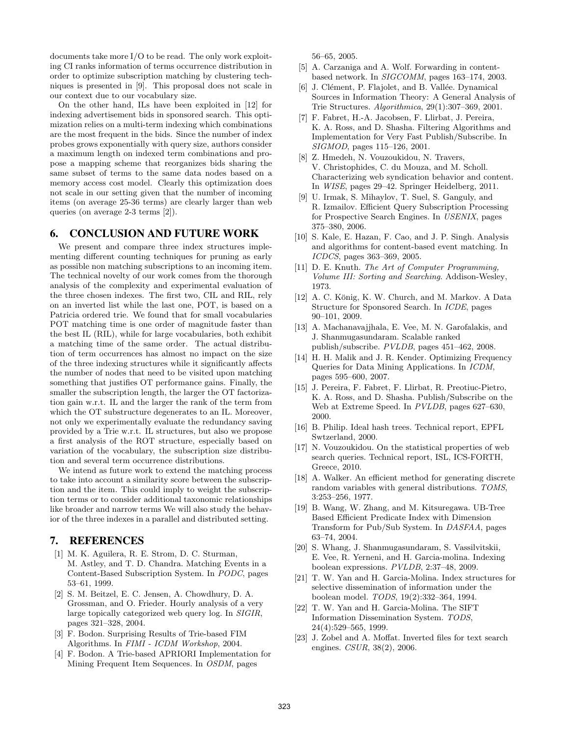documents take more I/O to be read. The only work exploiting CI ranks information of terms occurrence distribution in order to optimize subscription matching by clustering techniques is presented in [9]. This proposal does not scale in our context due to our vocabulary size.

On the other hand, ILs have been exploited in [12] for indexing advertisement bids in sponsored search. This optimization relies on a multi-term indexing which combinations are the most frequent in the bids. Since the number of index probes grows exponentially with query size, authors consider a maximum length on indexed term combinations and propose a mapping scheme that reorganizes bids sharing the same subset of terms to the same data nodes based on a memory access cost model. Clearly this optimization does not scale in our setting given that the number of incoming items (on average 25-36 terms) are clearly larger than web queries (on average 2-3 terms [2]).

## 6. CONCLUSION AND FUTURE WORK

We present and compare three index structures implementing different counting techniques for pruning as early as possible non matching subscriptions to an incoming item. The technical novelty of our work comes from the thorough analysis of the complexity and experimental evaluation of the three chosen indexes. The first two, CIL and RIL, rely on an inverted list while the last one, POT, is based on a Patricia ordered trie. We found that for small vocabularies POT matching time is one order of magnitude faster than the best IL (RIL), while for large vocabularies, both exhibit a matching time of the same order. The actual distribution of term occurrences has almost no impact on the size of the three indexing structures while it significantly affects the number of nodes that need to be visited upon matching something that justifies OT performance gains. Finally, the smaller the subscription length, the larger the OT factorization gain w.r.t. IL and the larger the rank of the term from which the OT substructure degenerates to an IL. Moreover, not only we experimentally evaluate the redundancy saving provided by a Trie w.r.t. IL structures, but also we propose a first analysis of the ROT structure, especially based on variation of the vocabulary, the subscription size distribution and several term occurrence distributions.

We intend as future work to extend the matching process to take into account a similarity score between the subscription and the item. This could imply to weight the subscription terms or to consider additional taxonomic relationships like broader and narrow terms We will also study the behavior of the three indexes in a parallel and distributed setting.

## 7. REFERENCES

[1] M. K. Aguilera, R. E. Strom, D. C. Sturman, M. Astley, and T. D. Chandra. Matching Events in a Content-Based Subscription System. In *PODC*, pages 53–61, 1999.

[2] S. M. Beitzel, E. C. Jensen, A. Chowdhury, D. A. Grossman, and O. Frieder. Hourly analysis of a very large topically categorized web query log. In *SIGIR*, pages 321–328, 2004.

[3] F. Bodon. Surprising Results of Trie-based FIM Algorithms. In *FIMI - ICDM Workshop*, 2004.

[4] F. Bodon. A Trie-based APRIORI Implementation for Mining Frequent Item Sequences. In *OSDM*, pages 56–65, 2005.

[5] A. Carzaniga and A. Wolf. Forwarding in content-based network. In *SIGCOMM*, pages 163–174, 2003.

[6] J. Clément, P. Flajolet, and B. Vallée. Dynamical Sources in Information Theory: A General Analysis of Trie Structures. *Algorithmica*, 29(1):307–369, 2001.

[7] F. Fabret, H.-A. Jacobsen, F. Llirbat, J. Pereira, K. A. Ross, and D. Shasha. Filtering Algorithms and Implementation for Very Fast Publish/Subscribe. In *SIGMOD*, pages 115–126, 2001.

[8] Z. Hmedeh, N. Vouzoukidou, N. Travers, V. Christophides, C. du Mouza, and M. Scholl. Characterizing web syndication behavior and content. In *WISE*, pages 29–42. Springer Heidelberg, 2011.

[9] U. Irmak, S. Mihaylov, T. Suel, S. Ganguly, and R. Izmailov. Efficient Query Subscription Processing for Prospective Search Engines. In *USENIX*, pages 375–380, 2006.

[10] S. Kale, E. Hazan, F. Cao, and J. P. Singh. Analysis and algorithms for content-based event matching. In *ICDCS*, pages 363–369, 2005.

[11] D. E. Knuth. *The Art of Computer Programming, Volume III: Sorting and Searching*. Addison-Wesley, 1973.

[12] A. C. König, K. W. Church, and M. Markov. A Data Structure for Sponsored Search. In *ICDE*, pages 90–101, 2009.

[13] A. Machanavajjhala, E. Vee, M. N. Garofalakis, and J. Shanmugasundaram. Scalable ranked publish/subscribe. *PVLDB*, pages 451–462, 2008.

[14] H. H. Malik and J. R. Kender. Optimizing Frequency Queries for Data Mining Applications. In *ICDM*, pages 595–600, 2007.

[15] J. Pereira, F. Fabret, F. Llirbat, R. Preotiuc-Pietro, K. A. Ross, and D. Shasha. Publish/Subscribe on the Web at Extreme Speed. In *PVLDB*, pages 627–630, 2000.

[16] B. Philip. Ideal hash trees. Technical report, EPFL Swtzerland, 2000.

[17] N. Vouzoukidou. On the statistical properties of web search queries. Technical report, ISL, ICS-FORTH, Greece, 2010.

[18] A. Walker. An efficient method for generating discrete random variables with general distributions. *TOMS*, 3:253–256, 1977.

[19] B. Wang, W. Zhang, and M. Kitsuregawa. UB-Tree Based Efficient Predicate Index with Dimension Transform for Pub/Sub System. In *DASFAA*, pages 63–74, 2004.

[20] S. Whang, J. Shanmugasundaram, S. Vassilvitskii, E. Vee, R. Yerneni, and H. Garcia-molina. Indexing boolean expressions. *PVLDB*, 2:37–48, 2009.

[21] T. W. Yan and H. Garcia-Molina. Index structures for selective dissemination of information under the boolean model. *TODS*, 19(2):332–364, 1994.

[22] T. W. Yan and H. Garcia-Molina. The SIFT Information Dissemination System. *TODS*, 24(4):529–565, 1999.

[23] J. Zobel and A. Moffat. Inverted files for text search engines. *CSUR*, 38(2), 2006.